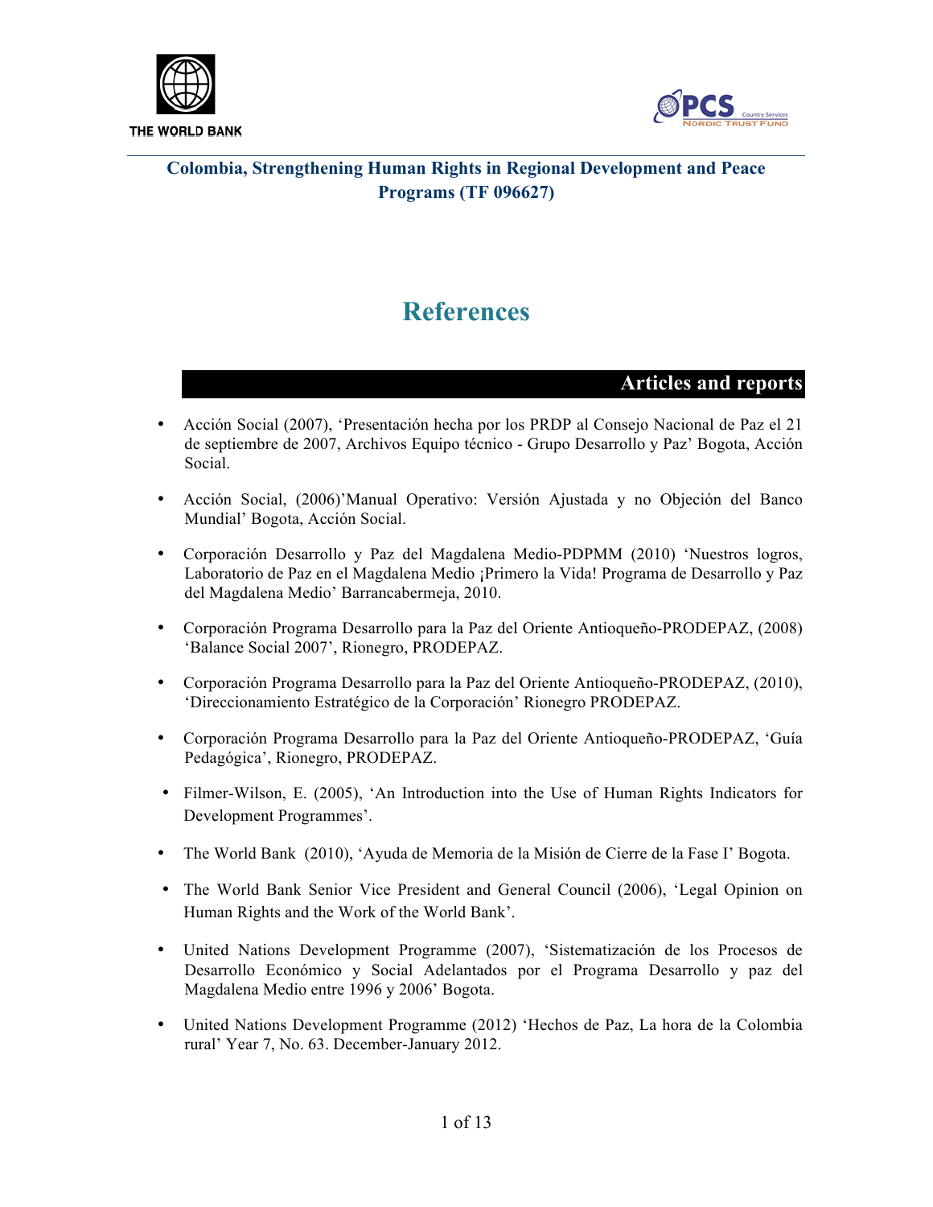THE WORLD BANK

**Colombia, Strengthening Human Rights in Regional Development and Peace Programs (TF 096627)**

# References

## Articles and reports

- Acción Social (2007), 'Presentación hecha por los PRDP al Consejo Nacional de Paz el 21 de septiembre de 2007, Archivos Equipo técnico - Grupo Desarrollo y Paz' Bogota, Acción Social.

- Acción Social, (2006)'Manual Operativo: Versión Ajustada y no Objeción del Banco Mundial' Bogota, Acción Social.

- Corporación Desarrollo y Paz del Magdalena Medio-PDPMM (2010) 'Nuestros logros, Laboratorio de Paz en el Magdalena Medio ¡Primero la Vida! Programa de Desarrollo y Paz del Magdalena Medio' Barrancabermeja, 2010.

- Corporación Programa Desarrollo para la Paz del Oriente Antioqueño-PRODEPAZ, (2008) 'Balance Social 2007', Rionegro, PRODEPAZ.

- Corporación Programa Desarrollo para la Paz del Oriente Antioqueño-PRODEPAZ, (2010), 'Direccionamiento Estratégico de la Corporación' Rionegro PRODEPAZ.

- Corporación Programa Desarrollo para la Paz del Oriente Antioqueño-PRODEPAZ, 'Guía Pedagógica', Rionegro, PRODEPAZ.

- Filmer-Wilson, E. (2005), 'An Introduction into the Use of Human Rights Indicators for Development Programmes'.

- The World Bank (2010), 'Ayuda de Memoria de la Misión de Cierre de la Fase I' Bogota.

- The World Bank Senior Vice President and General Council (2006), 'Legal Opinion on Human Rights and the Work of the World Bank'.

- United Nations Development Programme (2007), 'Sistematización de los Procesos de Desarrollo Económico y Social Adelantados por el Programa Desarrollo y paz del Magdalena Medio entre 1996 y 2006' Bogota.

- United Nations Development Programme (2012) 'Hechos de Paz, La hora de la Colombia rural' Year 7, No. 63. December-January 2012.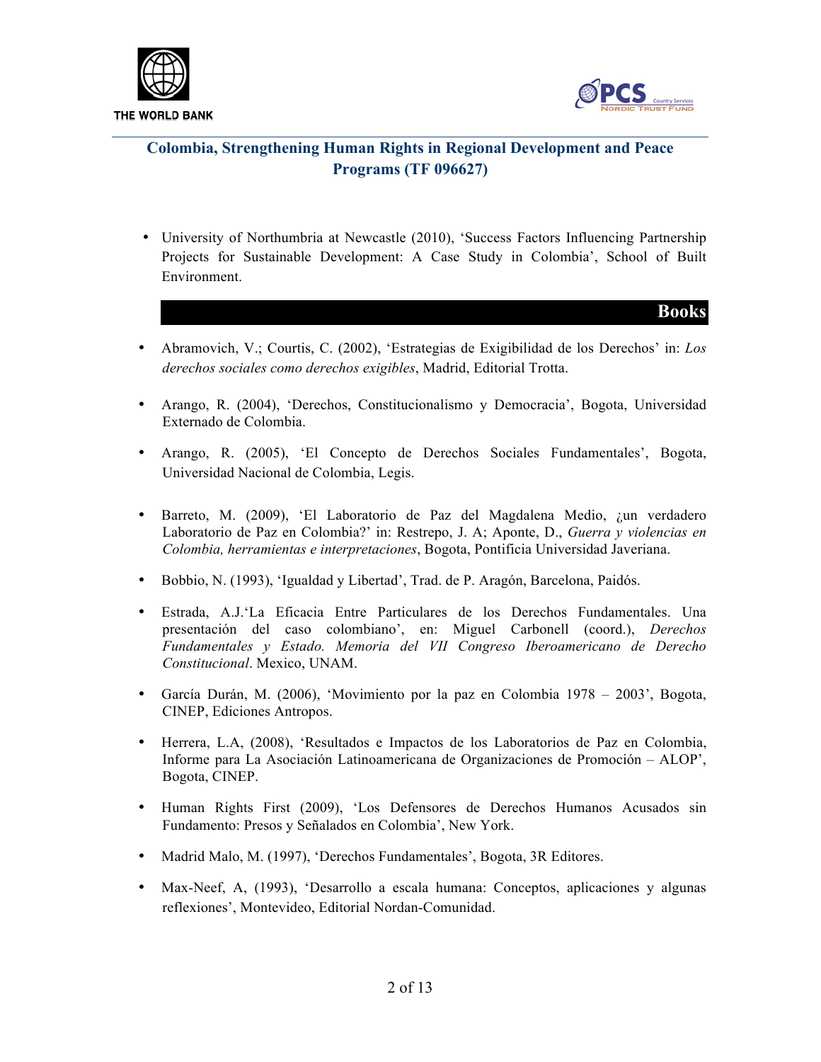- University of Northumbria at Newcastle (2010), 'Success Factors Influencing Partnership Projects for Sustainable Development: A Case Study in Colombia', School of Built Environment.

## Books

- Abramovich, V.; Courtis, C. (2002), 'Estrategias de Exigibilidad de los Derechos' in: *Los derechos sociales como derechos exigibles*, Madrid, Editorial Trotta.

- Arango, R. (2004), 'Derechos, Constitucionalismo y Democracia', Bogota, Universidad Externado de Colombia.

- Arango, R. (2005), 'El Concepto de Derechos Sociales Fundamentales', Bogota, Universidad Nacional de Colombia, Legis.

- Barreto, M. (2009), 'El Laboratorio de Paz del Magdalena Medio, ¿un verdadero Laboratorio de Paz en Colombia?' in: Restrepo, J. A; Aponte, D., *Guerra y violencias en Colombia, herramientas e interpretaciones*, Bogota, Pontificia Universidad Javeriana.

- Bobbio, N. (1993), 'Igualdad y Libertad', Trad. de P. Aragón, Barcelona, Paidós.

- Estrada, A.J.'La Eficacia Entre Particulares de los Derechos Fundamentales. Una presentación del caso colombiano', en: Miguel Carbonell (coord.), *Derechos Fundamentales y Estado. Memoria del VII Congreso Iberoamericano de Derecho Constitucional*. Mexico, UNAM.

- García Durán, M. (2006), 'Movimiento por la paz en Colombia 1978 – 2003', Bogota, CINEP, Ediciones Antropos.

- Herrera, L.A, (2008), 'Resultados e Impactos de los Laboratorios de Paz en Colombia, Informe para La Asociación Latinoamericana de Organizaciones de Promoción – ALOP', Bogota, CINEP.

- Human Rights First (2009), 'Los Defensores de Derechos Humanos Acusados sin Fundamento: Presos y Señalados en Colombia', New York.

- Madrid Malo, M. (1997), 'Derechos Fundamentales', Bogota, 3R Editores.

- Max-Neef, A, (1993), 'Desarrollo a escala humana: Conceptos, aplicaciones y algunas reflexiones', Montevideo, Editorial Nordan-Comunidad.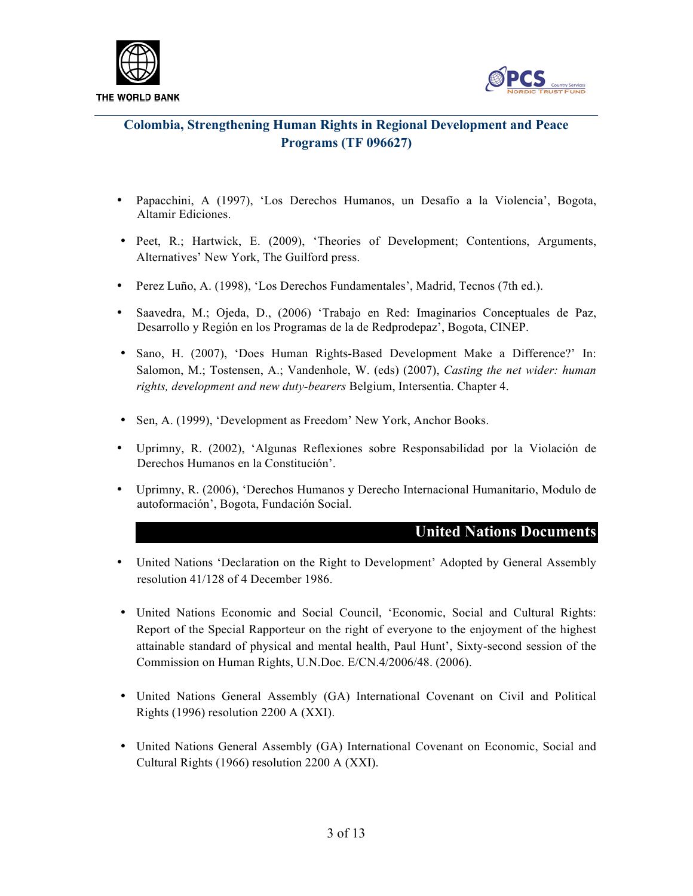- Papacchini, A (1997), 'Los Derechos Humanos, un Desafío a la Violencia', Bogota, Altamir Ediciones.

- Peet, R.; Hartwick, E. (2009), 'Theories of Development; Contentions, Arguments, Alternatives' New York, The Guilford press.

- Perez Luño, A. (1998), 'Los Derechos Fundamentales', Madrid, Tecnos (7th ed.).

- Saavedra, M.; Ojeda, D., (2006) 'Trabajo en Red: Imaginarios Conceptuales de Paz, Desarrollo y Región en los Programas de la de Redprodepaz', Bogota, CINEP.

- Sano, H. (2007), 'Does Human Rights-Based Development Make a Difference?' In: Salomon, M.; Tostensen, A.; Vandenhole, W. (eds) (2007), *Casting the net wider: human rights, development and new duty-bearers* Belgium, Intersentia. Chapter 4.

- Sen, A. (1999), 'Development as Freedom' New York, Anchor Books.

- Uprimny, R. (2002), 'Algunas Reflexiones sobre Responsabilidad por la Violación de Derechos Humanos en la Constitución'.

- Uprimny, R. (2006), 'Derechos Humanos y Derecho Internacional Humanitario, Modulo de autoformación', Bogota, Fundación Social.

## United Nations Documents

- United Nations 'Declaration on the Right to Development' Adopted by General Assembly resolution 41/128 of 4 December 1986.

- United Nations Economic and Social Council, 'Economic, Social and Cultural Rights: Report of the Special Rapporteur on the right of everyone to the enjoyment of the highest attainable standard of physical and mental health, Paul Hunt', Sixty-second session of the Commission on Human Rights, U.N.Doc. E/CN.4/2006/48. (2006).

- United Nations General Assembly (GA) International Covenant on Civil and Political Rights (1996) resolution 2200 A (XXI).

- United Nations General Assembly (GA) International Covenant on Economic, Social and Cultural Rights (1966) resolution 2200 A (XXI).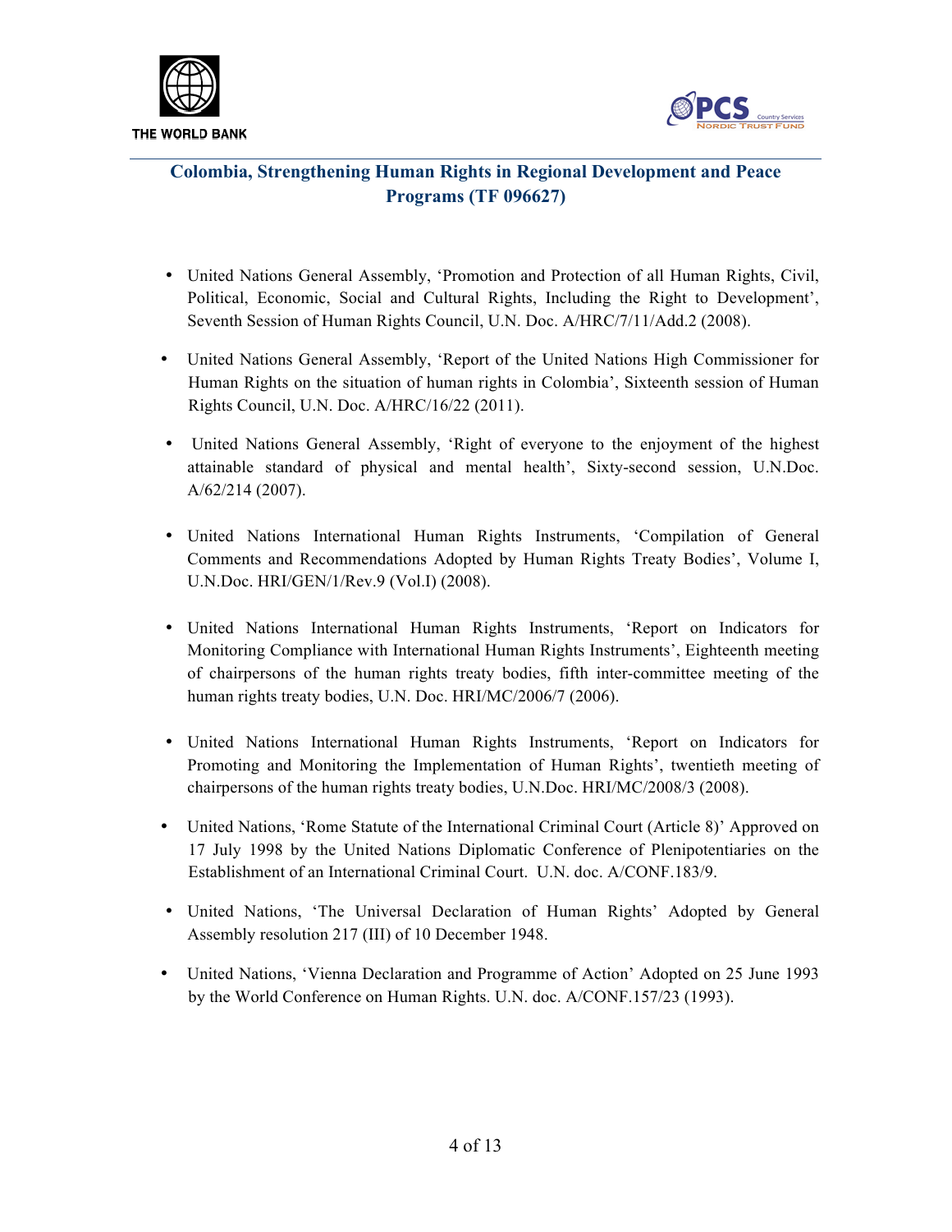- United Nations General Assembly, 'Promotion and Protection of all Human Rights, Civil, Political, Economic, Social and Cultural Rights, Including the Right to Development', Seventh Session of Human Rights Council, U.N. Doc. A/HRC/7/11/Add.2 (2008).

- United Nations General Assembly, 'Report of the United Nations High Commissioner for Human Rights on the situation of human rights in Colombia', Sixteenth session of Human Rights Council, U.N. Doc. A/HRC/16/22 (2011).

- United Nations General Assembly, 'Right of everyone to the enjoyment of the highest attainable standard of physical and mental health', Sixty-second session, U.N.Doc. A/62/214 (2007).

- United Nations International Human Rights Instruments, 'Compilation of General Comments and Recommendations Adopted by Human Rights Treaty Bodies', Volume I, U.N.Doc. HRI/GEN/1/Rev.9 (Vol.I) (2008).

- United Nations International Human Rights Instruments, 'Report on Indicators for Monitoring Compliance with International Human Rights Instruments', Eighteenth meeting of chairpersons of the human rights treaty bodies, fifth inter-committee meeting of the human rights treaty bodies, U.N. Doc. HRI/MC/2006/7 (2006).

- United Nations International Human Rights Instruments, 'Report on Indicators for Promoting and Monitoring the Implementation of Human Rights', twentieth meeting of chairpersons of the human rights treaty bodies, U.N.Doc. HRI/MC/2008/3 (2008).

- United Nations, 'Rome Statute of the International Criminal Court (Article 8)' Approved on 17 July 1998 by the United Nations Diplomatic Conference of Plenipotentiaries on the Establishment of an International Criminal Court. U.N. doc. A/CONF.183/9.

- United Nations, 'The Universal Declaration of Human Rights' Adopted by General Assembly resolution 217 (III) of 10 December 1948.

- United Nations, 'Vienna Declaration and Programme of Action' Adopted on 25 June 1993 by the World Conference on Human Rights. U.N. doc. A/CONF.157/23 (1993).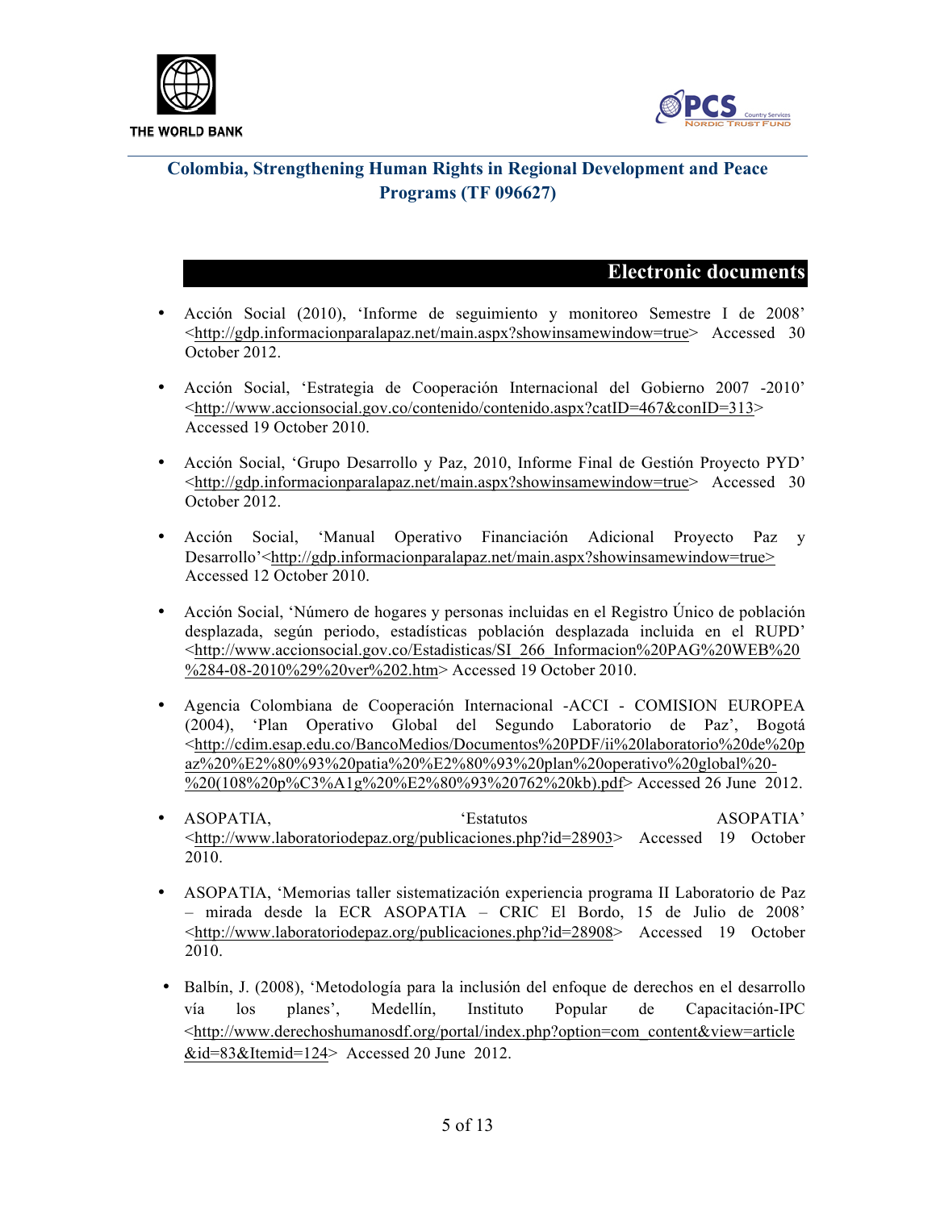## Electronic documents

- Acción Social (2010), 'Informe de seguimiento y monitoreo Semestre I de 2008' <http://gdp.informacionparalapaz.net/main.aspx?showinsamewindow=true> Accessed 30 October 2012.

- Acción Social, 'Estrategia de Cooperación Internacional del Gobierno 2007 -2010' <http://www.accionsocial.gov.co/contenido/contenido.aspx?catID=467&conID=313> Accessed 19 October 2010.

- Acción Social, 'Grupo Desarrollo y Paz, 2010, Informe Final de Gestión Proyecto PYD' <http://gdp.informacionparalapaz.net/main.aspx?showinsamewindow=true> Accessed 30 October 2012.

- Acción Social, 'Manual Operativo Financiación Adicional Proyecto Paz y Desarrollo'<http://gdp.informacionparalapaz.net/main.aspx?showinsamewindow=true> Accessed 12 October 2010.

- Acción Social, 'Número de hogares y personas incluidas en el Registro Único de población desplazada, según periodo, estadísticas población desplazada incluida en el RUPD' <http://www.accionsocial.gov.co/Estadisticas/SI_266_Informacion%20PAG%20WEB%20%284-08-2010%29%20ver%202.htm> Accessed 19 October 2010.

- Agencia Colombiana de Cooperación Internacional -ACCI - COMISION EUROPEA (2004), 'Plan Operativo Global del Segundo Laboratorio de Paz', Bogotá <http://cdim.esap.edu.co/BancoMedios/Documentos%20PDF/ii%20laboratorio%20de%20paz%20%E2%80%93%20patia%20%E2%80%93%20plan%20operativo%20global%20-%20(108%20p%C3%A1g%20%E2%80%93%20762%20kb).pdf> Accessed 26 June 2012.

- ASOPATIA, 'Estatutos ASOPATIA' <http://www.laboratoriodepaz.org/publicaciones.php?id=28903> Accessed 19 October 2010.

- ASOPATIA, 'Memorias taller sistematización experiencia programa II Laboratorio de Paz – mirada desde la ECR ASOPATIA – CRIC El Bordo, 15 de Julio de 2008' <http://www.laboratoriodepaz.org/publicaciones.php?id=28908> Accessed 19 October 2010.

- Balbín, J. (2008), 'Metodología para la inclusión del enfoque de derechos en el desarrollo vía los planes', Medellín, Instituto Popular de Capacitación-IPC <http://www.derechoshumanosdf.org/portal/index.php?option=com_content&view=article&id=83&Itemid=124> Accessed 20 June 2012.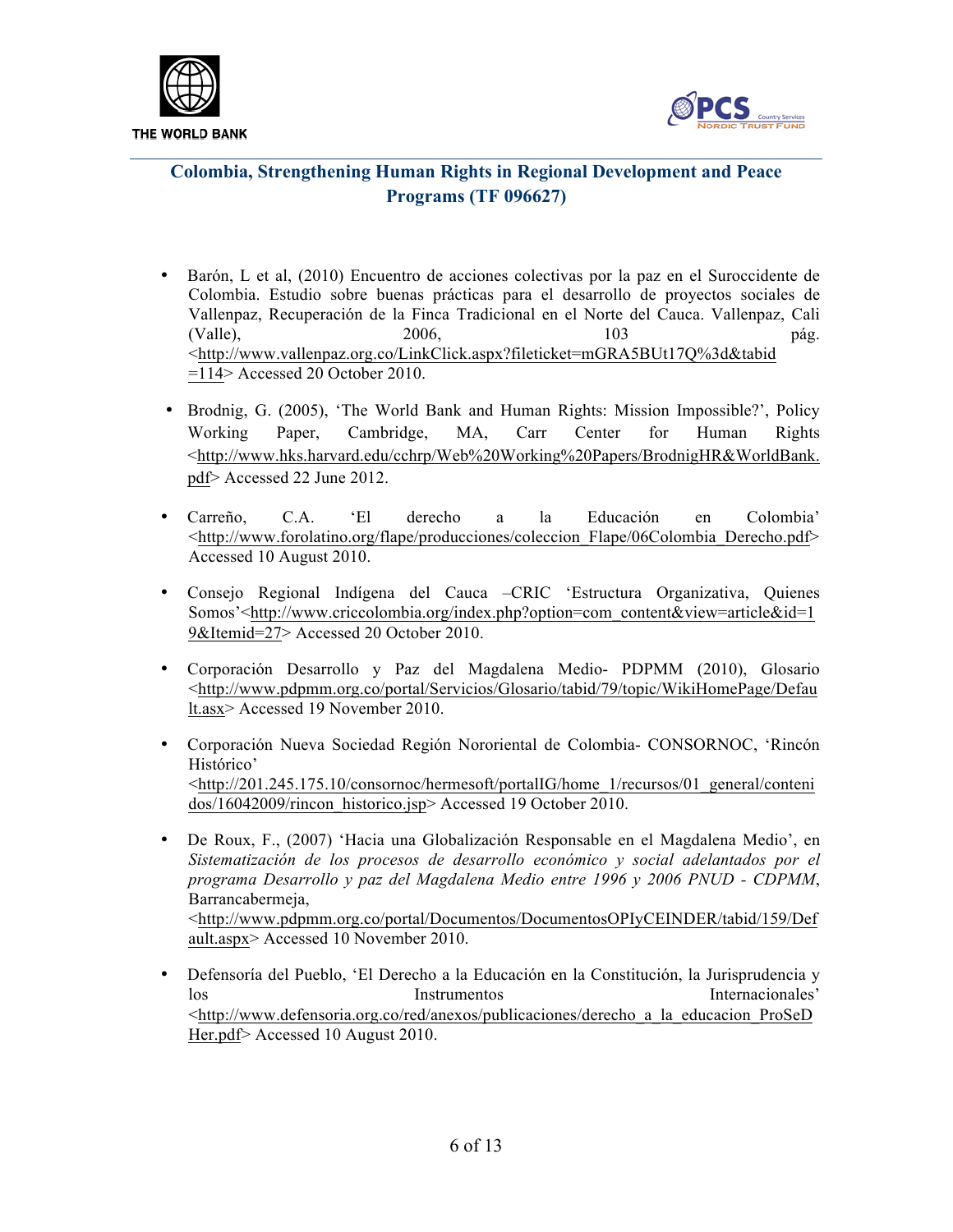- Barón, L et al, (2010) Encuentro de acciones colectivas por la paz en el Suroccidente de Colombia. Estudio sobre buenas prácticas para el desarrollo de proyectos sociales de Vallenpaz, Recuperación de la Finca Tradicional en el Norte del Cauca. Vallenpaz, Cali (Valle), 2006, 103 pág. <http://www.vallenpaz.org.co/LinkClick.aspx?fileticket=mGRA5BUt17Q%3d&tabid=114> Accessed 20 October 2010.

- Brodnig, G. (2005), 'The World Bank and Human Rights: Mission Impossible?', Policy Working Paper, Cambridge, MA, Carr Center for Human Rights <http://www.hks.harvard.edu/cchrp/Web%20Working%20Papers/BrodnigHR&WorldBank.pdf> Accessed 22 June 2012.

- Carreño, C.A. 'El derecho a la Educación en Colombia' <http://www.forolatino.org/flape/producciones/coleccion_Flape/06Colombia_Derecho.pdf> Accessed 10 August 2010.

- Consejo Regional Indígena del Cauca –CRIC 'Estructura Organizativa, Quienes Somos'<http://www.criccolombia.org/index.php?option=com_content&view=article&id=19&Itemid=27> Accessed 20 October 2010.

- Corporación Desarrollo y Paz del Magdalena Medio- PDPMM (2010), Glosario <http://www.pdpmm.org.co/portal/Servicios/Glosario/tabid/79/topic/WikiHomePage/Default.asx> Accessed 19 November 2010.

- Corporación Nueva Sociedad Región Nororiental de Colombia- CONSORNOC, 'Rincón Histórico' <http://201.245.175.10/consornoc/hermesoft/portalIG/home_1/recursos/01_general/contenidos/16042009/rincon_historico.jsp> Accessed 19 October 2010.

- De Roux, F., (2007) 'Hacia una Globalización Responsable en el Magdalena Medio', en *Sistematización de los procesos de desarrollo económico y social adelantados por el programa Desarrollo y paz del Magdalena Medio entre 1996 y 2006 PNUD - CDPMM*, Barrancabermeja, <http://www.pdpmm.org.co/portal/Documentos/DocumentosOPIyCEINDER/tabid/159/Default.aspx> Accessed 10 November 2010.

- Defensoría del Pueblo, 'El Derecho a la Educación en la Constitución, la Jurisprudencia y los Instrumentos Internacionales' <http://www.defensoria.org.co/red/anexos/publicaciones/derecho_a_la_educacion_ProSeDHer.pdf> Accessed 10 August 2010.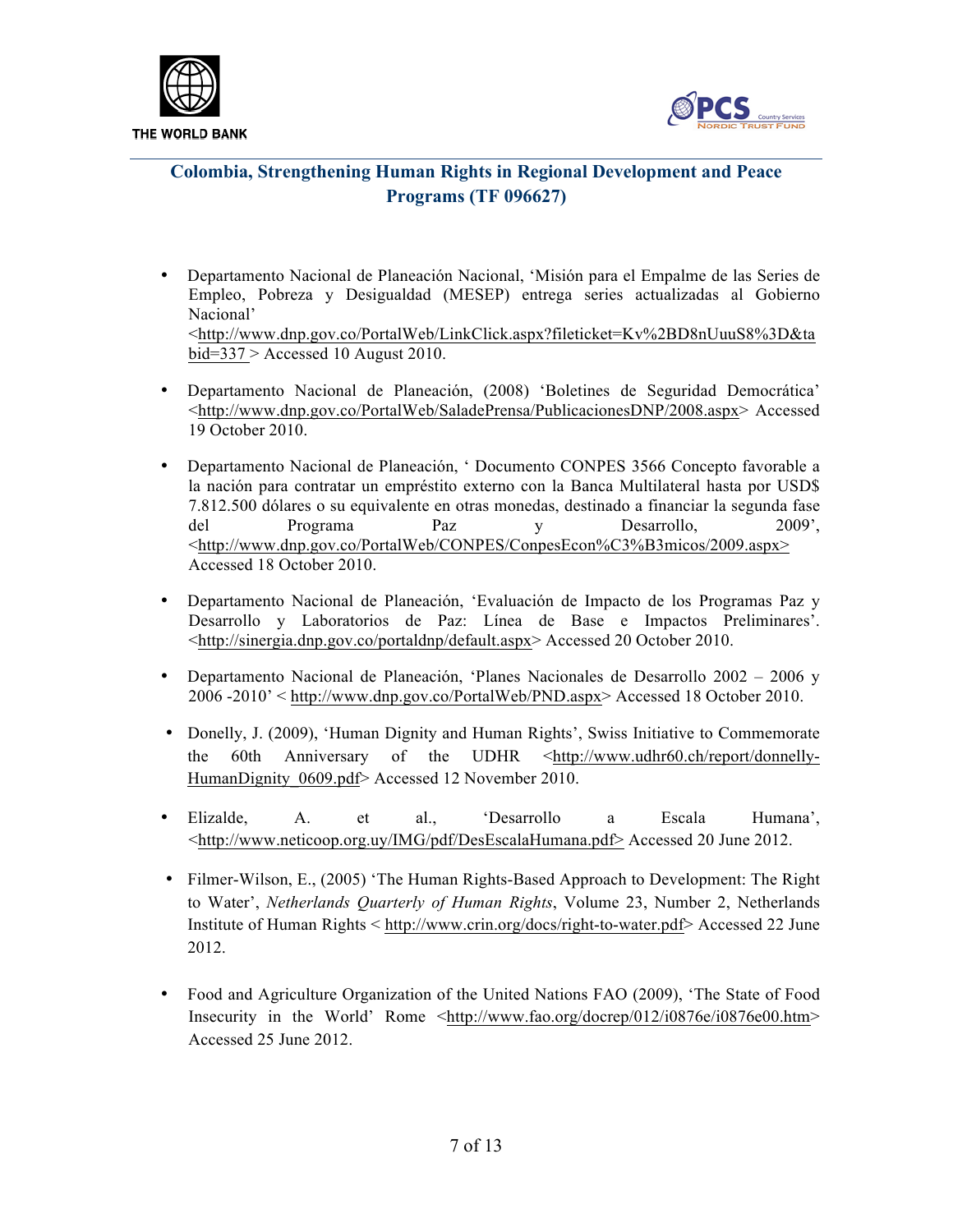- Departamento Nacional de Planeación Nacional, 'Misión para el Empalme de las Series de Empleo, Pobreza y Desigualdad (MESEP) entrega series actualizadas al Gobierno Nacional' <http://www.dnp.gov.co/PortalWeb/LinkClick.aspx?fileticket=Kv%2BD8nUuuS8%3D&tabid=337 > Accessed 10 August 2010.

- Departamento Nacional de Planeación, (2008) 'Boletines de Seguridad Democrática' <http://www.dnp.gov.co/PortalWeb/SaladePrensa/PublicacionesDNP/2008.aspx> Accessed 19 October 2010.

- Departamento Nacional de Planeación, ' Documento CONPES 3566 Concepto favorable a la nación para contratar un empréstito externo con la Banca Multilateral hasta por USD$ 7.812.500 dólares o su equivalente en otras monedas, destinado a financiar la segunda fase del Programa Paz y Desarrollo, 2009', <http://www.dnp.gov.co/PortalWeb/CONPES/ConpesEcon%C3%B3micos/2009.aspx> Accessed 18 October 2010.

- Departamento Nacional de Planeación, 'Evaluación de Impacto de los Programas Paz y Desarrollo y Laboratorios de Paz: Línea de Base e Impactos Preliminares'. <http://sinergia.dnp.gov.co/portaldnp/default.aspx> Accessed 20 October 2010.

- Departamento Nacional de Planeación, 'Planes Nacionales de Desarrollo 2002 – 2006 y 2006 -2010' < http://www.dnp.gov.co/PortalWeb/PND.aspx> Accessed 18 October 2010.

- Donelly, J. (2009), 'Human Dignity and Human Rights', Swiss Initiative to Commemorate the 60th Anniversary of the UDHR <http://www.udhr60.ch/report/donnelly-HumanDignity_0609.pdf> Accessed 12 November 2010.

- Elizalde, A. et al., 'Desarrollo a Escala Humana', <http://www.neticoop.org.uy/IMG/pdf/DesEscalaHumana.pdf> Accessed 20 June 2012.

- Filmer-Wilson, E., (2005) 'The Human Rights-Based Approach to Development: The Right to Water', *Netherlands Quarterly of Human Rights*, Volume 23, Number 2, Netherlands Institute of Human Rights < http://www.crin.org/docs/right-to-water.pdf> Accessed 22 June 2012.

- Food and Agriculture Organization of the United Nations FAO (2009), 'The State of Food Insecurity in the World' Rome <http://www.fao.org/docrep/012/i0876e/i0876e00.htm> Accessed 25 June 2012.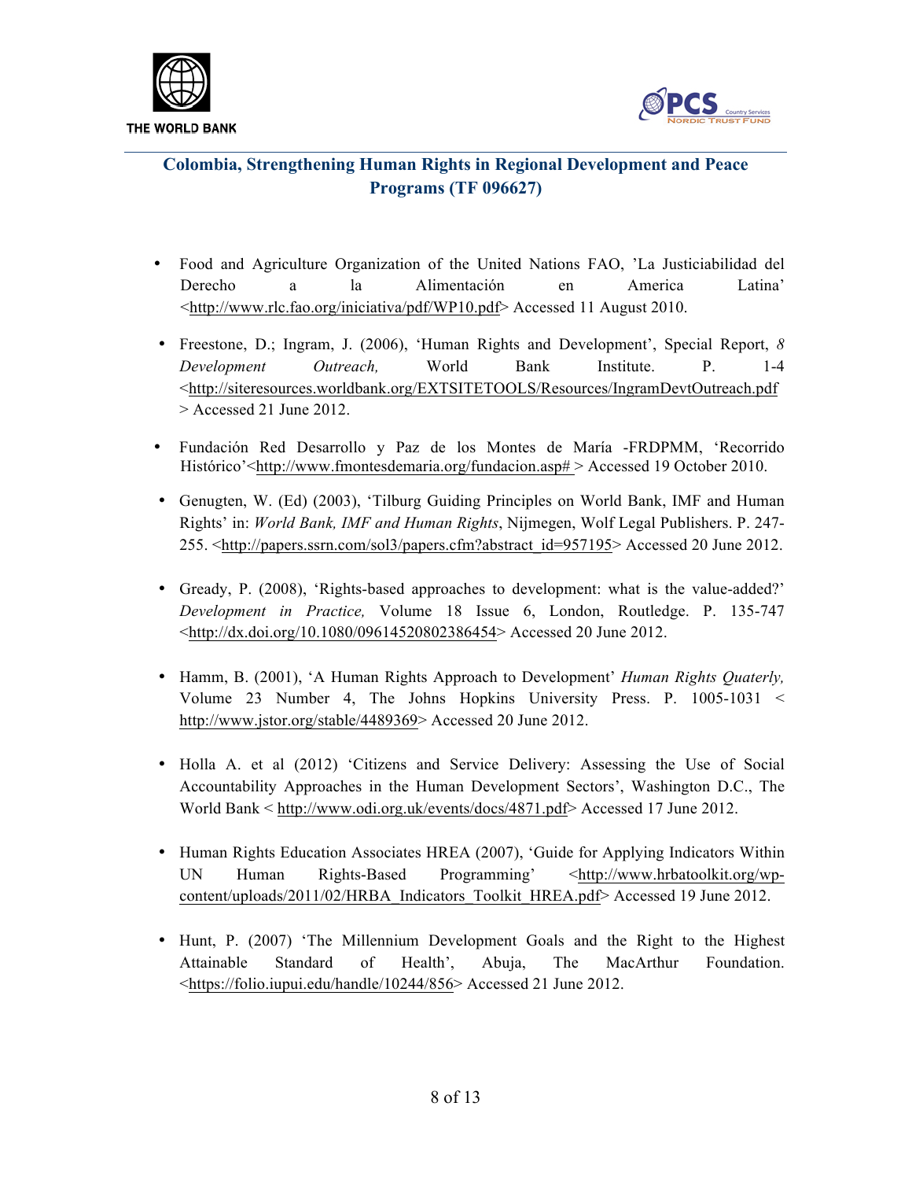- Food and Agriculture Organization of the United Nations FAO, 'La Justiciabilidad del Derecho a la Alimentación en America Latina' <http://www.rlc.fao.org/iniciativa/pdf/WP10.pdf> Accessed 11 August 2010.

- Freestone, D.; Ingram, J. (2006), 'Human Rights and Development', Special Report, *8 Development Outreach,* World Bank Institute. P. 1-4 <http://siteresources.worldbank.org/EXTSITETOOLS/Resources/IngramDevtOutreach.pdf > Accessed 21 June 2012.

- Fundación Red Desarrollo y Paz de los Montes de María -FRDPMM, 'Recorrido Histórico'<http://www.fmontesdemaria.org/fundacion.asp# > Accessed 19 October 2010.

- Genugten, W. (Ed) (2003), 'Tilburg Guiding Principles on World Bank, IMF and Human Rights' in: *World Bank, IMF and Human Rights*, Nijmegen, Wolf Legal Publishers. P. 247-255. <http://papers.ssrn.com/sol3/papers.cfm?abstract_id=957195> Accessed 20 June 2012.

- Gready, P. (2008), 'Rights-based approaches to development: what is the value-added?' *Development in Practice,* Volume 18 Issue 6, London, Routledge. P. 135-747 <http://dx.doi.org/10.1080/09614520802386454> Accessed 20 June 2012.

- Hamm, B. (2001), 'A Human Rights Approach to Development' *Human Rights Quaterly,* Volume 23 Number 4, The Johns Hopkins University Press. P. 1005-1031 < http://www.jstor.org/stable/4489369> Accessed 20 June 2012.

- Holla A. et al (2012) 'Citizens and Service Delivery: Assessing the Use of Social Accountability Approaches in the Human Development Sectors', Washington D.C., The World Bank < http://www.odi.org.uk/events/docs/4871.pdf> Accessed 17 June 2012.

- Human Rights Education Associates HREA (2007), 'Guide for Applying Indicators Within UN Human Rights-Based Programming' <http://www.hrbatoolkit.org/wp-content/uploads/2011/02/HRBA_Indicators_Toolkit_HREA.pdf> Accessed 19 June 2012.

- Hunt, P. (2007) 'The Millennium Development Goals and the Right to the Highest Attainable Standard of Health', Abuja, The MacArthur Foundation. <https://folio.iupui.edu/handle/10244/856> Accessed 21 June 2012.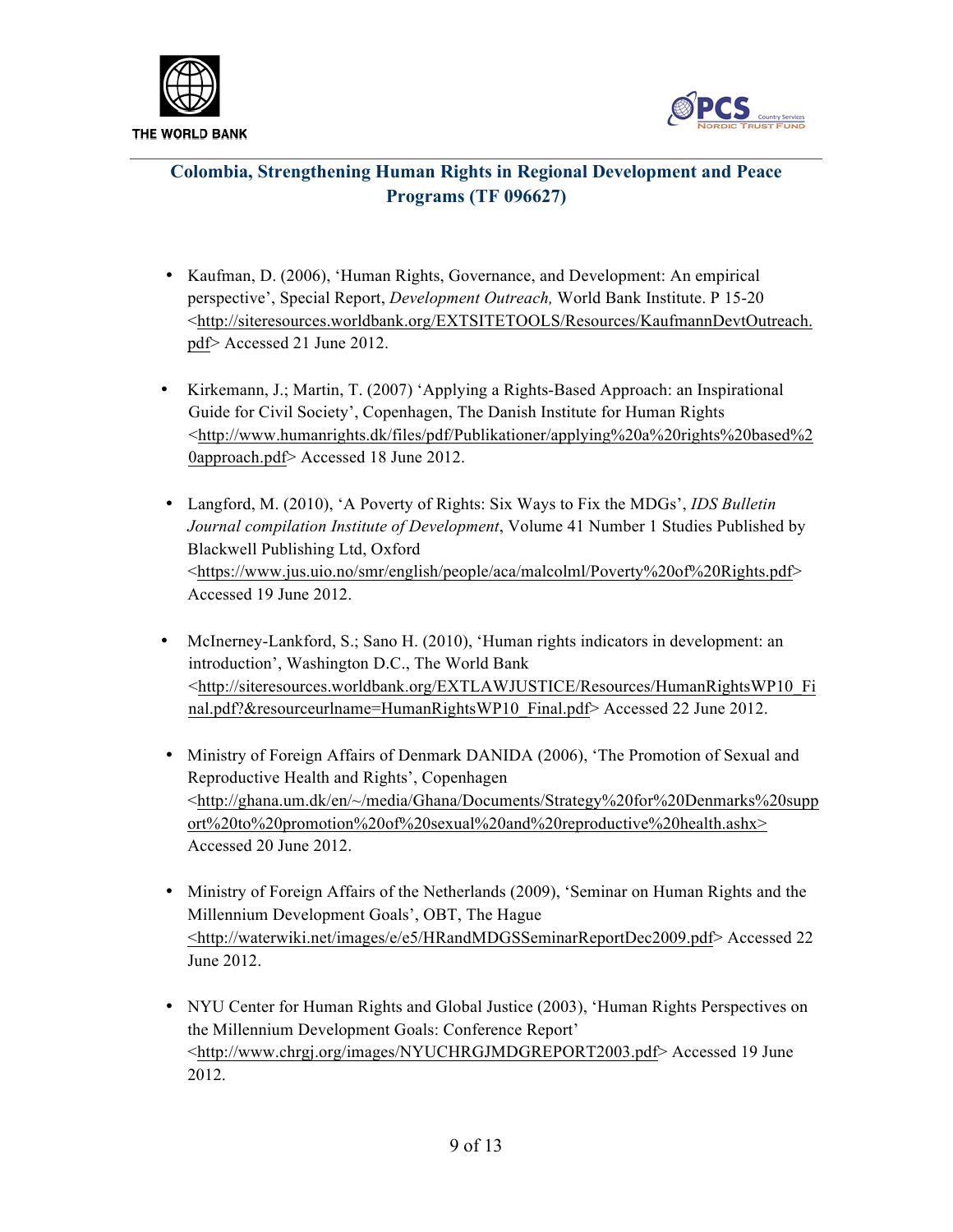- Kaufman, D. (2006), 'Human Rights, Governance, and Development: An empirical perspective', Special Report, *Development Outreach,* World Bank Institute. P 15-20 <http://siteresources.worldbank.org/EXTSITETOOLS/Resources/KaufmannDevtOutreach.pdf> Accessed 21 June 2012.

- Kirkemann, J.; Martin, T. (2007) 'Applying a Rights-Based Approach: an Inspirational Guide for Civil Society', Copenhagen, The Danish Institute for Human Rights <http://www.humanrights.dk/files/pdf/Publikationer/applying%20a%20rights%20based%20approach.pdf> Accessed 18 June 2012.

- Langford, M. (2010), 'A Poverty of Rights: Six Ways to Fix the MDGs', *IDS Bulletin Journal compilation Institute of Development*, Volume 41 Number 1 Studies Published by Blackwell Publishing Ltd, Oxford <https://www.jus.uio.no/smr/english/people/aca/malcolml/Poverty%20of%20Rights.pdf> Accessed 19 June 2012.

- McInerney-Lankford, S.; Sano H. (2010), 'Human rights indicators in development: an introduction', Washington D.C., The World Bank <http://siteresources.worldbank.org/EXTLAWJUSTICE/Resources/HumanRightsWP10_Final.pdf?&resourceurlname=HumanRightsWP10_Final.pdf> Accessed 22 June 2012.

- Ministry of Foreign Affairs of Denmark DANIDA (2006), 'The Promotion of Sexual and Reproductive Health and Rights', Copenhagen <http://ghana.um.dk/en/~/media/Ghana/Documents/Strategy%20for%20Denmarks%20support%20to%20promotion%20of%20sexual%20and%20reproductive%20health.ashx> Accessed 20 June 2012.

- Ministry of Foreign Affairs of the Netherlands (2009), 'Seminar on Human Rights and the Millennium Development Goals', OBT, The Hague <http://waterwiki.net/images/e/e5/HRandMDGSSeminarReportDec2009.pdf> Accessed 22 June 2012.

- NYU Center for Human Rights and Global Justice (2003), 'Human Rights Perspectives on the Millennium Development Goals: Conference Report' <http://www.chrgj.org/images/NYUCHRGJMDGREPORT2003.pdf> Accessed 19 June 2012.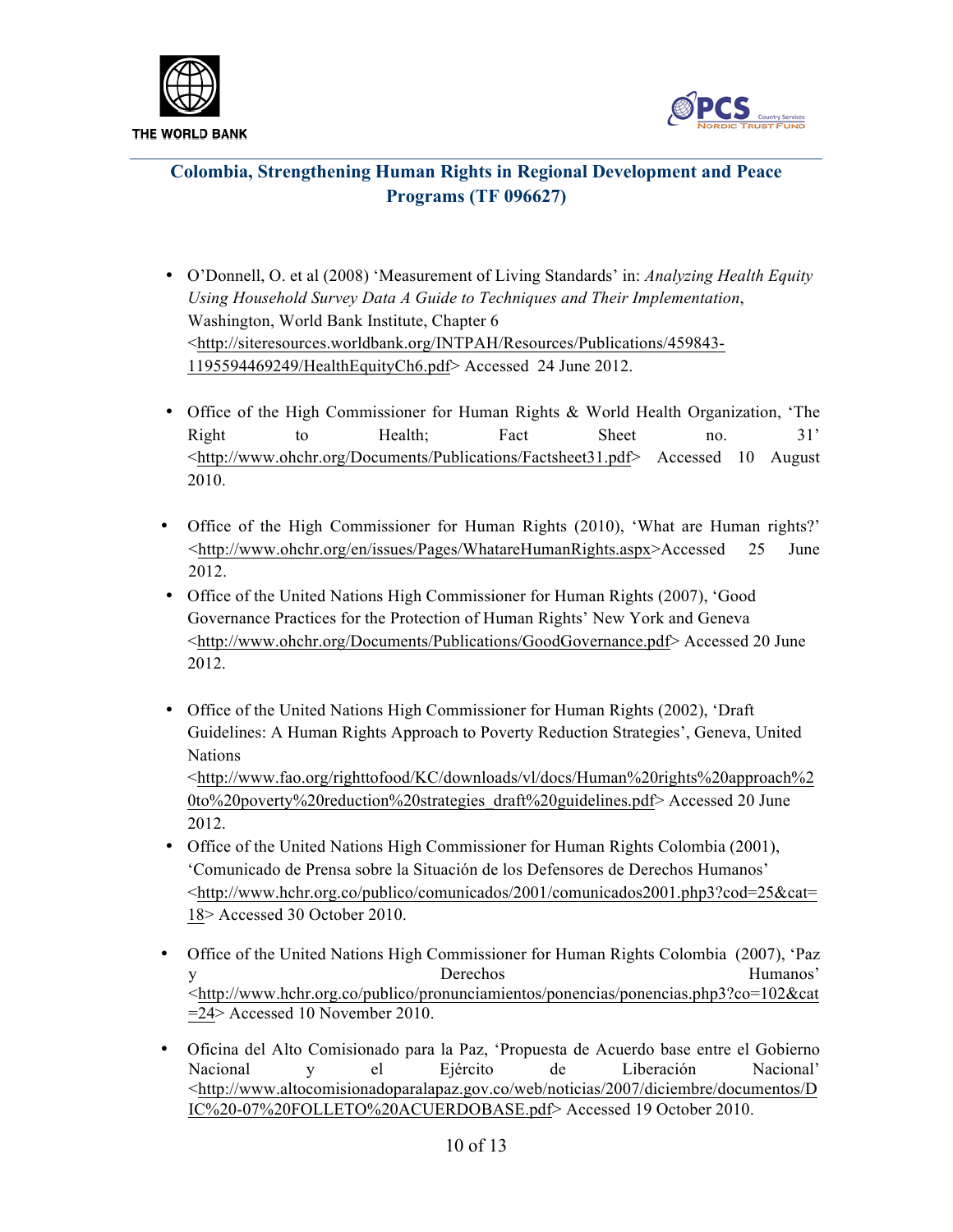- O'Donnell, O. et al (2008) 'Measurement of Living Standards' in: *Analyzing Health Equity Using Household Survey Data A Guide to Techniques and Their Implementation*, Washington, World Bank Institute, Chapter 6 <http://siteresources.worldbank.org/INTPAH/Resources/Publications/459843-1195594469249/HealthEquityCh6.pdf> Accessed 24 June 2012.

- Office of the High Commissioner for Human Rights & World Health Organization, 'The Right to Health; Fact Sheet no. 31' <http://www.ohchr.org/Documents/Publications/Factsheet31.pdf> Accessed 10 August 2010.

- Office of the High Commissioner for Human Rights (2010), 'What are Human rights?' <http://www.ohchr.org/en/issues/Pages/WhatareHumanRights.aspx>Accessed 25 June 2012.

- Office of the United Nations High Commissioner for Human Rights (2007), 'Good Governance Practices for the Protection of Human Rights' New York and Geneva <http://www.ohchr.org/Documents/Publications/GoodGovernance.pdf> Accessed 20 June 2012.

- Office of the United Nations High Commissioner for Human Rights (2002), 'Draft Guidelines: A Human Rights Approach to Poverty Reduction Strategies', Geneva, United Nations <http://www.fao.org/righttofood/KC/downloads/vl/docs/Human%20rights%20approach%20to%20poverty%20reduction%20strategies_draft%20guidelines.pdf> Accessed 20 June 2012.

- Office of the United Nations High Commissioner for Human Rights Colombia (2001), 'Comunicado de Prensa sobre la Situación de los Defensores de Derechos Humanos' <http://www.hchr.org.co/publico/comunicados/2001/comunicados2001.php3?cod=25&cat=18> Accessed 30 October 2010.

- Office of the United Nations High Commissioner for Human Rights Colombia (2007), 'Paz y Derechos Humanos' <http://www.hchr.org.co/publico/pronunciamientos/ponencias/ponencias.php3?co=102&cat=24> Accessed 10 November 2010.

- Oficina del Alto Comisionado para la Paz, 'Propuesta de Acuerdo base entre el Gobierno Nacional y el Ejército de Liberación Nacional' <http://www.altocomisionadoparalapaz.gov.co/web/noticias/2007/diciembre/documentos/DIC%20-07%20FOLLETO%20ACUERDOBASE.pdf> Accessed 19 October 2010.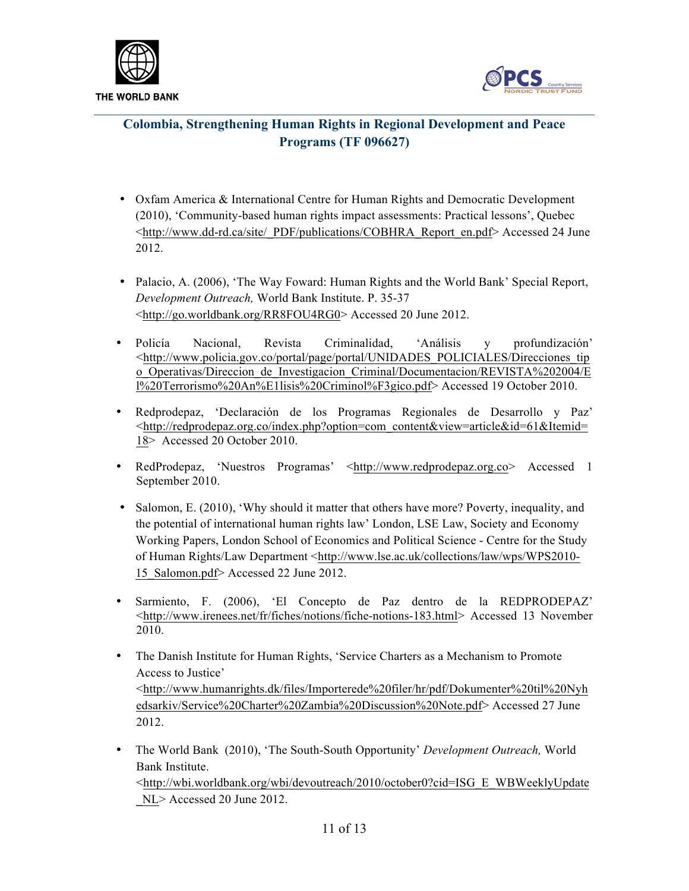## Colombia, Strengthening Human Rights in Regional Development and Peace Programs (TF 096627)

- Oxfam America & International Centre for Human Rights and Democratic Development (2010), 'Community-based human rights impact assessments: Practical lessons', Quebec <http://www.dd-rd.ca/site/_PDF/publications/COBHRA_Report_en.pdf> Accessed 24 June 2012.

- Palacio, A. (2006), 'The Way Foward: Human Rights and the World Bank' Special Report, *Development Outreach,* World Bank Institute. P. 35-37 <http://go.worldbank.org/RR8FOU4RG0> Accessed 20 June 2012.

- Policía Nacional, Revista Criminalidad, 'Análisis y profundización' <http://www.policia.gov.co/portal/page/portal/UNIDADES_POLICIALES/Direcciones_tipo_Operativas/Direccion_de_Investigacion_Criminal/Documentacion/REVISTA%202004/El%20Terrorismo%20An%E1lisis%20Criminol%F3gico.pdf> Accessed 19 October 2010.

- Redprodepaz, 'Declaración de los Programas Regionales de Desarrollo y Paz' <http://redprodepaz.org.co/index.php?option=com_content&view=article&id=61&Itemid=18> Accessed 20 October 2010.

- RedProdepaz, 'Nuestros Programas' <http://www.redprodepaz.org.co> Accessed 1 September 2010.

- Salomon, E. (2010), 'Why should it matter that others have more? Poverty, inequality, and the potential of international human rights law' London, LSE Law, Society and Economy Working Papers, London School of Economics and Political Science - Centre for the Study of Human Rights/Law Department <http://www.lse.ac.uk/collections/law/wps/WPS2010-15_Salomon.pdf> Accessed 22 June 2012.

- Sarmiento, F. (2006), 'El Concepto de Paz dentro de la REDPRODEPAZ' <http://www.irenees.net/fr/fiches/notions/fiche-notions-183.html> Accessed 13 November 2010.

- The Danish Institute for Human Rights, 'Service Charters as a Mechanism to Promote Access to Justice' <http://www.humanrights.dk/files/Importerede%20filer/hr/pdf/Dokumenter%20til%20Nyhedsarkiv/Service%20Charter%20Zambia%20Discussion%20Note.pdf> Accessed 27 June 2012.

- The World Bank (2010), 'The South-South Opportunity' *Development Outreach,* World Bank Institute. <http://wbi.worldbank.org/wbi/devoutreach/2010/october0?cid=ISG_E_WBWeeklyUpdate_NL> Accessed 20 June 2012.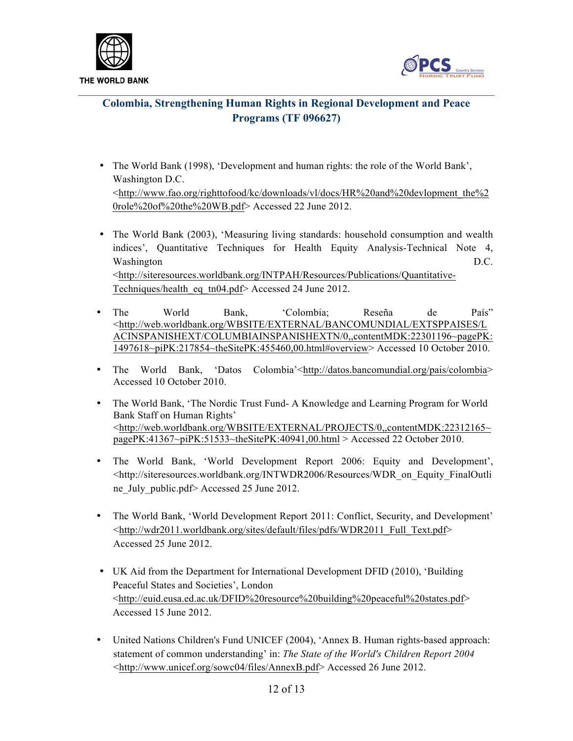- The World Bank (1998), 'Development and human rights: the role of the World Bank', Washington D.C. <http://www.fao.org/righttofood/kc/downloads/vl/docs/HR%20and%20devlopment_the%20role%20of%20the%20WB.pdf> Accessed 22 June 2012.

- The World Bank (2003), 'Measuring living standards: household consumption and wealth indices', Quantitative Techniques for Health Equity Analysis-Technical Note 4, Washington D.C. <http://siteresources.worldbank.org/INTPAH/Resources/Publications/Quantitative-Techniques/health_eq_tn04.pdf> Accessed 24 June 2012.

- The World Bank, 'Colombia; Reseña de País" <http://web.worldbank.org/WBSITE/EXTERNAL/BANCOMUNDIAL/EXTSPPAISES/LACINSPANISHEXT/COLUMBIAINSPANISHEXTN/0,,contentMDK:22301196~pagePK:1497618~piPK:217854~theSitePK:455460,00.html#overview> Accessed 10 October 2010.

- The World Bank, 'Datos Colombia'<http://datos.bancomundial.org/pais/colombia> Accessed 10 October 2010.

- The World Bank, 'The Nordic Trust Fund- A Knowledge and Learning Program for World Bank Staff on Human Rights' <http://web.worldbank.org/WBSITE/EXTERNAL/PROJECTS/0,,contentMDK:22312165~pagePK:41367~piPK:51533~theSitePK:40941,00.html > Accessed 22 October 2010.

- The World Bank, 'World Development Report 2006: Equity and Development', <http://siteresources.worldbank.org/INTWDR2006/Resources/WDR_on_Equity_FinalOutline_July_public.pdf> Accessed 25 June 2012.

- The World Bank, 'World Development Report 2011: Conflict, Security, and Development' <http://wdr2011.worldbank.org/sites/default/files/pdfs/WDR2011_Full_Text.pdf> Accessed 25 June 2012.

- UK Aid from the Department for International Development DFID (2010), 'Building Peaceful States and Societies', London <http://euid.eusa.ed.ac.uk/DFID%20resource%20building%20peaceful%20states.pdf> Accessed 15 June 2012.

- United Nations Children's Fund UNICEF (2004), 'Annex B. Human rights-based approach: statement of common understanding' in: *The State of the World's Children Report 2004* <http://www.unicef.org/sowc04/files/AnnexB.pdf> Accessed 26 June 2012.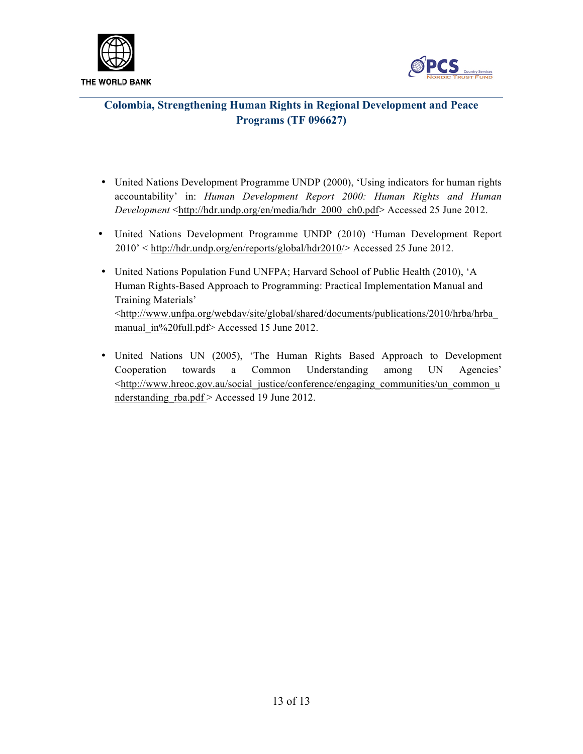- United Nations Development Programme UNDP (2000), 'Using indicators for human rights accountability' in: *Human Development Report 2000: Human Rights and Human Development* <http://hdr.undp.org/en/media/hdr_2000_ch0.pdf> Accessed 25 June 2012.

- United Nations Development Programme UNDP (2010) 'Human Development Report 2010' < http://hdr.undp.org/en/reports/global/hdr2010/> Accessed 25 June 2012.

- United Nations Population Fund UNFPA; Harvard School of Public Health (2010), 'A Human Rights-Based Approach to Programming: Practical Implementation Manual and Training Materials' <http://www.unfpa.org/webdav/site/global/shared/documents/publications/2010/hrba/hrba_manual_in%20full.pdf> Accessed 15 June 2012.

- United Nations UN (2005), 'The Human Rights Based Approach to Development Cooperation towards a Common Understanding among UN Agencies' <http://www.hreoc.gov.au/social_justice/conference/engaging_communities/un_common_understanding_rba.pdf > Accessed 19 June 2012.